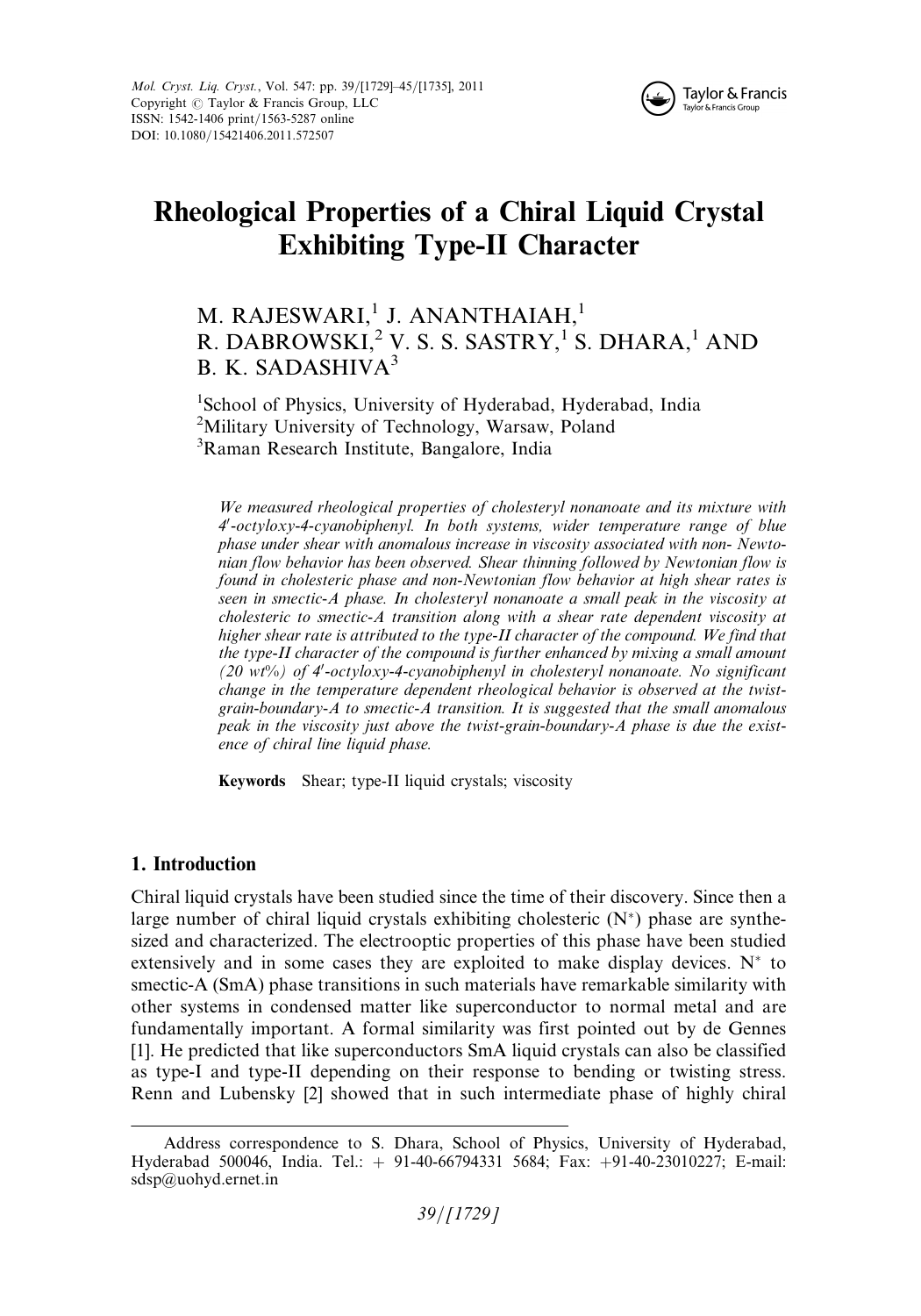# Rheological Properties of a Chiral Liquid Crystal Exhibiting Type-II Character

M. RAJESWARI,[1] J. ANANTHAIAH,[1] R. DABROWSKI,[2] V. S. S. SASTRY,[1] S. DHARA,[1] AND B. K. SADASHIVA[3]

[1]School of Physics, University of Hyderabad, Hyderabad, India
[2]Military University of Technology, Warsaw, Poland
[3]Raman Research Institute, Bangalore, India

*We measured rheological properties of cholesteryl nonanoate and its mixture with 4′-octyloxy-4-cyanobiphenyl. In both systems, wider temperature range of blue phase under shear with anomalous increase in viscosity associated with non- Newtonian flow behavior has been observed. Shear thinning followed by Newtonian flow is found in cholesteric phase and non-Newtonian flow behavior at high shear rates is seen in smectic-A phase. In cholesteryl nonanoate a small peak in the viscosity at cholesteric to smectic-A transition along with a shear rate dependent viscosity at higher shear rate is attributed to the type-II character of the compound. We find that the type-II character of the compound is further enhanced by mixing a small amount (20 wt%) of 4′-octyloxy-4-cyanobiphenyl in cholesteryl nonanoate. No significant change in the temperature dependent rheological behavior is observed at the twist-grain-boundary-A to smectic-A transition. It is suggested that the small anomalous peak in the viscosity just above the twist-grain-boundary-A phase is due the existence of chiral line liquid phase.*

**Keywords** Shear; type-II liquid crystals; viscosity

## 1. Introduction

Chiral liquid crystals have been studied since the time of their discovery. Since then a large number of chiral liquid crystals exhibiting cholesteric ($N^*$) phase are synthesized and characterized. The electrooptic properties of this phase have been studied extensively and in some cases they are exploited to make display devices. $N^*$ to smectic-A (SmA) phase transitions in such materials have remarkable similarity with other systems in condensed matter like superconductor to normal metal and are fundamentally important. A formal similarity was first pointed out by de Gennes [1]. He predicted that like superconductors SmA liquid crystals can also be classified as type-I and type-II depending on their response to bending or twisting stress. Renn and Lubensky [2] showed that in such intermediate phase of highly chiral

Address correspondence to S. Dhara, School of Physics, University of Hyderabad, Hyderabad 500046, India. Tel.: + 91-40-66794331 5684; Fax: +91-40-23010227; E-mail: sdsp@uohyd.ernet.in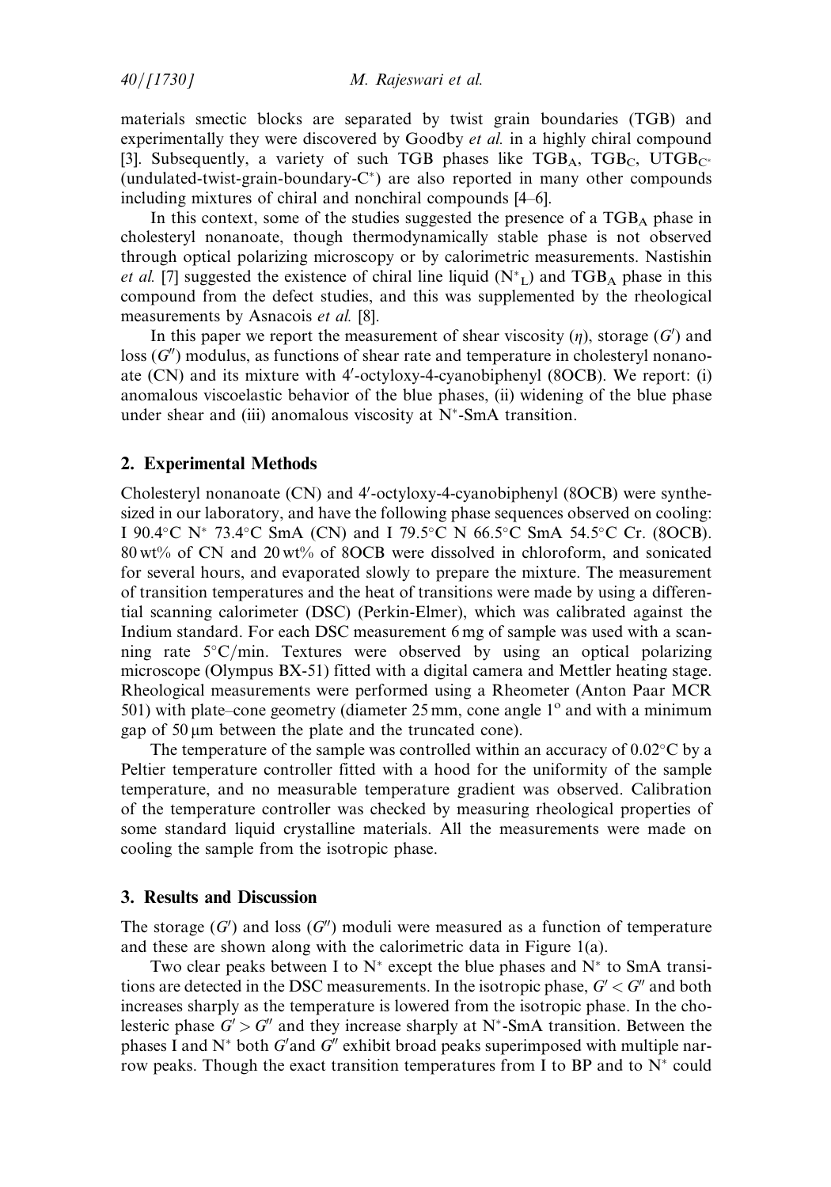materials smectic blocks are separated by twist grain boundaries (TGB) and experimentally they were discovered by Goodby *et al.* in a highly chiral compound [3]. Subsequently, a variety of such TGB phases like $TGB_A$, $TGB_C$, $UTGB_{C^*}$ (undulated-twist-grain-boundary-$C^*$) are also reported in many other compounds including mixtures of chiral and nonchiral compounds [4–6].

In this context, some of the studies suggested the presence of a $TGB_A$ phase in cholesteryl nonanoate, though thermodynamically stable phase is not observed through optical polarizing microscopy or by calorimetric measurements. Nastishin *et al.* [7] suggested the existence of chiral line liquid ($N^*_L$) and $TGB_A$ phase in this compound from the defect studies, and this was supplemented by the rheological measurements by Asnacois *et al.* [8].

In this paper we report the measurement of shear viscosity ($\eta$), storage ($G'$) and loss ($G''$) modulus, as functions of shear rate and temperature in cholesteryl nonanoate (CN) and its mixture with 4′-octyloxy-4-cyanobiphenyl (8OCB). We report: (i) anomalous viscoelastic behavior of the blue phases, (ii) widening of the blue phase under shear and (iii) anomalous viscosity at $N^*$-SmA transition.

## 2. Experimental Methods

Cholesteryl nonanoate (CN) and 4′-octyloxy-4-cyanobiphenyl (8OCB) were synthesized in our laboratory, and have the following phase sequences observed on cooling: I 90.4°C $N^*$ 73.4°C SmA (CN) and I 79.5°C N 66.5°C SmA 54.5°C Cr. (8OCB). 80 wt% of CN and 20 wt% of 8OCB were dissolved in chloroform, and sonicated for several hours, and evaporated slowly to prepare the mixture. The measurement of transition temperatures and the heat of transitions were made by using a differential scanning calorimeter (DSC) (Perkin-Elmer), which was calibrated against the Indium standard. For each DSC measurement 6 mg of sample was used with a scanning rate 5°C/min. Textures were observed by using an optical polarizing microscope (Olympus BX-51) fitted with a digital camera and Mettler heating stage. Rheological measurements were performed using a Rheometer (Anton Paar MCR 501) with plate–cone geometry (diameter 25 mm, cone angle 1° and with a minimum gap of 50 μm between the plate and the truncated cone).

The temperature of the sample was controlled within an accuracy of 0.02°C by a Peltier temperature controller fitted with a hood for the uniformity of the sample temperature, and no measurable temperature gradient was observed. Calibration of the temperature controller was checked by measuring rheological properties of some standard liquid crystalline materials. All the measurements were made on cooling the sample from the isotropic phase.

## 3. Results and Discussion

The storage ($G'$) and loss ($G''$) moduli were measured as a function of temperature and these are shown along with the calorimetric data in Figure 1(a).

Two clear peaks between I to $N^*$ except the blue phases and $N^*$ to SmA transitions are detected in the DSC measurements. In the isotropic phase, $G' < G''$ and both increases sharply as the temperature is lowered from the isotropic phase. In the cholesteric phase $G' > G''$ and they increase sharply at $N^*$-SmA transition. Between the phases I and $N^*$ both $G'$and $G''$ exhibit broad peaks superimposed with multiple narrow peaks. Though the exact transition temperatures from I to BP and to $N^*$ could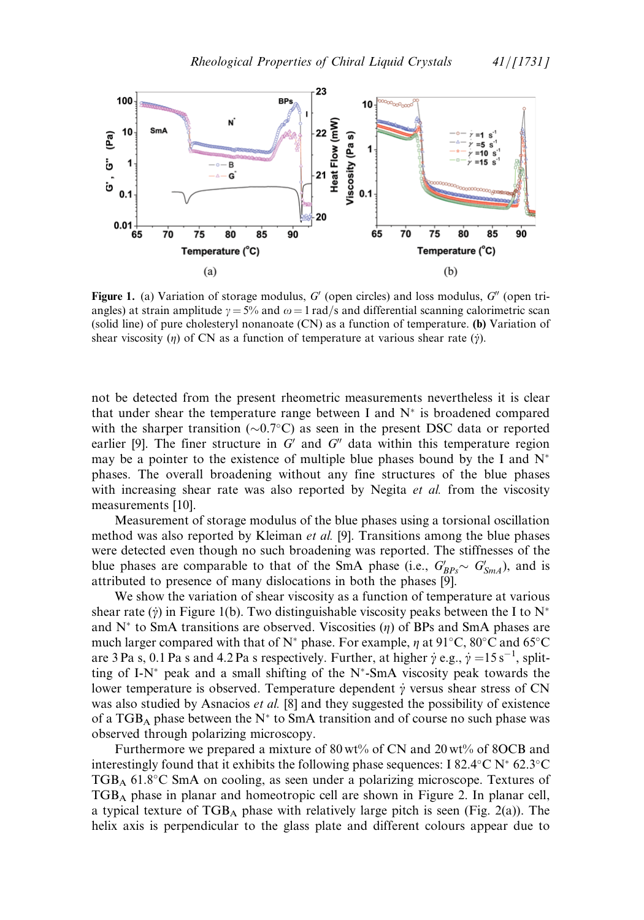**Figure 1.** (a) Variation of storage modulus, $G'$ (open circles) and loss modulus, $G''$ (open triangles) at strain amplitude $\gamma = 5\%$ and $\omega = 1$ rad/s and differential scanning calorimetric scan (solid line) of pure cholesteryl nonanoate (CN) as a function of temperature. **(b)** Variation of shear viscosity ($\eta$) of CN as a function of temperature at various shear rate ($\dot{\gamma}$).

not be detected from the present rheometric measurements nevertheless it is clear that under shear the temperature range between I and N* is broadened compared with the sharper transition ($\sim$0.7°C) as seen in the present DSC data or reported earlier [9]. The finer structure in $G'$ and $G''$ data within this temperature region may be a pointer to the existence of multiple blue phases bound by the I and N* phases. The overall broadening without any fine structures of the blue phases with increasing shear rate was also reported by Negita *et al.* from the viscosity measurements [10].

Measurement of storage modulus of the blue phases using a torsional oscillation method was also reported by Kleiman *et al.* [9]. Transitions among the blue phases were detected even though no such broadening was reported. The stiffnesses of the blue phases are comparable to that of the SmA phase (i.e., $G'_{BPs} \sim G'_{SmA}$), and is attributed to presence of many dislocations in both the phases [9].

We show the variation of shear viscosity as a function of temperature at various shear rate ($\dot{\gamma}$) in Figure 1(b). Two distinguishable viscosity peaks between the I to N* and N* to SmA transitions are observed. Viscosities ($\eta$) of BPs and SmA phases are much larger compared with that of N* phase. For example, $\eta$ at 91°C, 80°C and 65°C are 3 Pa s, 0.1 Pa s and 4.2 Pa s respectively. Further, at higher $\dot{\gamma}$ e.g., $\dot{\gamma} = 15\,s^{-1}$, splitting of I-N* peak and a small shifting of the N*-SmA viscosity peak towards the lower temperature is observed. Temperature dependent $\dot{\gamma}$ versus shear stress of CN was also studied by Asnacios *et al.* [8] and they suggested the possibility of existence of a $TGB_A$ phase between the N* to SmA transition and of course no such phase was observed through polarizing microscopy.

Furthermore we prepared a mixture of 80 wt% of CN and 20 wt% of 8OCB and interestingly found that it exhibits the following phase sequences: I 82.4°C N* 62.3°C $TGB_A$ 61.8°C SmA on cooling, as seen under a polarizing microscope. Textures of $TGB_A$ phase in planar and homeotropic cell are shown in Figure 2. In planar cell, a typical texture of $TGB_A$ phase with relatively large pitch is seen (Fig. 2(a)). The helix axis is perpendicular to the glass plate and different colours appear due to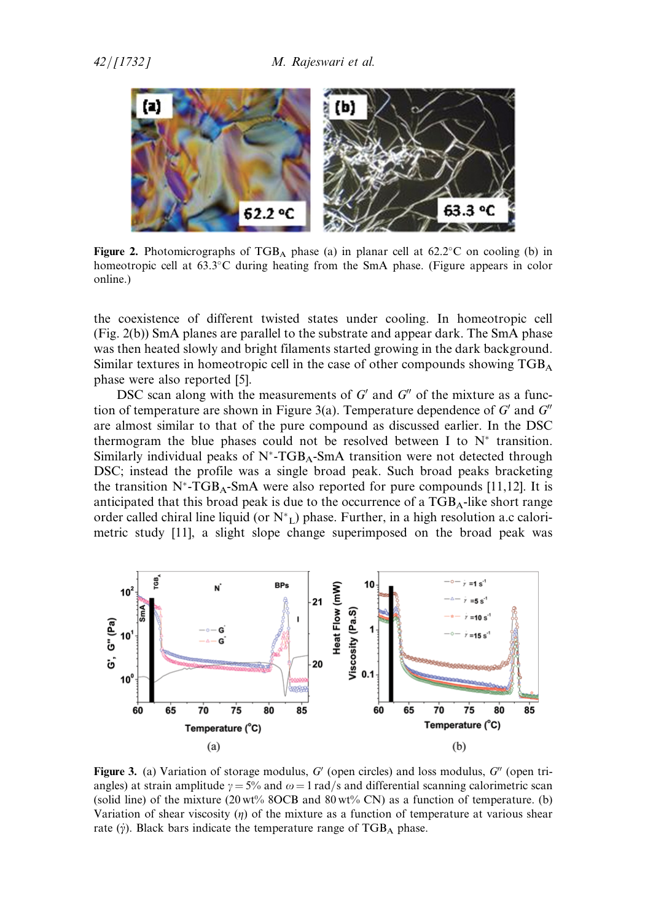**Figure 2.** Photomicrographs of $TGB_A$ phase (a) in planar cell at 62.2°C on cooling (b) in homeotropic cell at 63.3°C during heating from the SmA phase. (Figure appears in color online.)

the coexistence of different twisted states under cooling. In homeotropic cell (Fig. 2(b)) SmA planes are parallel to the substrate and appear dark. The SmA phase was then heated slowly and bright filaments started growing in the dark background. Similar textures in homeotropic cell in the case of other compounds showing $TGB_A$ phase were also reported [5].

DSC scan along with the measurements of $G'$ and $G''$ of the mixture as a function of temperature are shown in Figure 3(a). Temperature dependence of $G'$ and $G''$ are almost similar to that of the pure compound as discussed earlier. In the DSC thermogram the blue phases could not be resolved between I to $N^*$ transition. Similarly individual peaks of $N^*$-$TGB_A$-SmA transition were not detected through DSC; instead the profile was a single broad peak. Such broad peaks bracketing the transition $N^*$-$TGB_A$-SmA were also reported for pure compounds [11,12]. It is anticipated that this broad peak is due to the occurrence of a $TGB_A$-like short range order called chiral line liquid (or $N^*_L$) phase. Further, in a high resolution a.c calorimetric study [11], a slight slope change superimposed on the broad peak was

**Figure 3.** (a) Variation of storage modulus, $G'$ (open circles) and loss modulus, $G''$ (open triangles) at strain amplitude $\gamma = 5\%$ and $\omega = 1$ rad/s and differential scanning calorimetric scan (solid line) of the mixture (20 wt% 8OCB and 80 wt% CN) as a function of temperature. (b) Variation of shear viscosity ($\eta$) of the mixture as a function of temperature at various shear rate ($\dot{\gamma}$). Black bars indicate the temperature range of $TGB_A$ phase.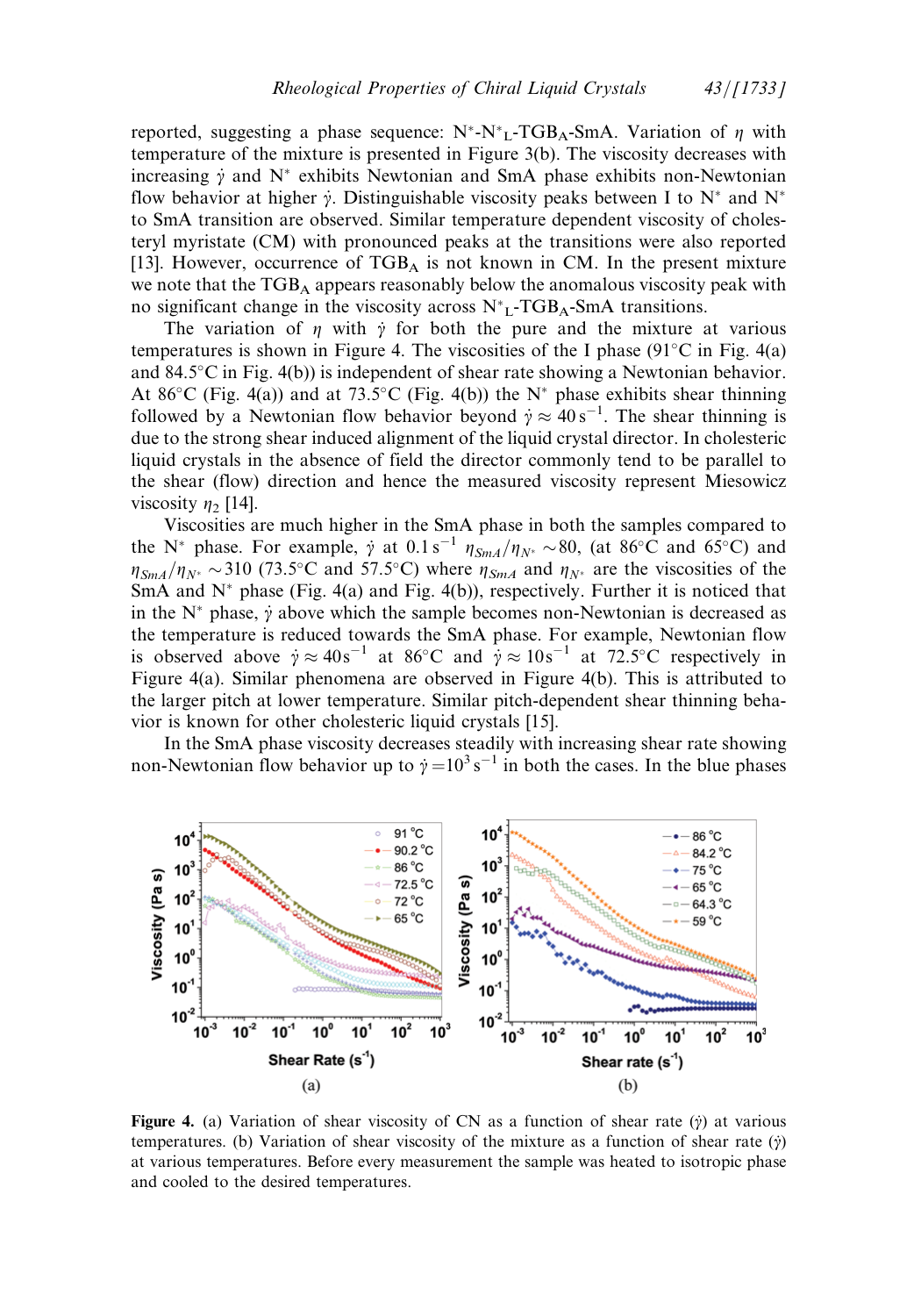reported, suggesting a phase sequence: N*-N*$_L$-TGB$_A$-SmA. Variation of $\eta$ with temperature of the mixture is presented in Figure 3(b). The viscosity decreases with increasing $\dot{\gamma}$ and N* exhibits Newtonian and SmA phase exhibits non-Newtonian flow behavior at higher $\dot{\gamma}$. Distinguishable viscosity peaks between I to N* and N* to SmA transition are observed. Similar temperature dependent viscosity of cholesteryl myristate (CM) with pronounced peaks at the transitions were also reported [13]. However, occurrence of TGB$_A$ is not known in CM. In the present mixture we note that the TGB$_A$ appears reasonably below the anomalous viscosity peak with no significant change in the viscosity across N*$_L$-TGB$_A$-SmA transitions.

The variation of $\eta$ with $\dot{\gamma}$ for both the pure and the mixture at various temperatures is shown in Figure 4. The viscosities of the I phase (91°C in Fig. 4(a) and 84.5°C in Fig. 4(b)) is independent of shear rate showing a Newtonian behavior. At 86°C (Fig. 4(a)) and at 73.5°C (Fig. 4(b)) the N* phase exhibits shear thinning followed by a Newtonian flow behavior beyond $\dot{\gamma} \approx 40\,\text{s}^{-1}$. The shear thinning is due to the strong shear induced alignment of the liquid crystal director. In cholesteric liquid crystals in the absence of field the director commonly tend to be parallel to the shear (flow) direction and hence the measured viscosity represent Miesowicz viscosity $\eta_2$ [14].

Viscosities are much higher in the SmA phase in both the samples compared to the N* phase. For example, $\dot{\gamma}$ at $0.1\,\text{s}^{-1}$ $\eta_{SmA}/\eta_{N^*} \sim 80$, (at 86°C and 65°C) and $\eta_{SmA}/\eta_{N^*} \sim 310$ (73.5°C and 57.5°C) where $\eta_{SmA}$ and $\eta_{N^*}$ are the viscosities of the SmA and N* phase (Fig. 4(a) and Fig. 4(b)), respectively. Further it is noticed that in the N* phase, $\dot{\gamma}$ above which the sample becomes non-Newtonian is decreased as the temperature is reduced towards the SmA phase. For example, Newtonian flow is observed above $\dot{\gamma} \approx 40\,\text{s}^{-1}$ at 86°C and $\dot{\gamma} \approx 10\,\text{s}^{-1}$ at 72.5°C respectively in Figure 4(a). Similar phenomena are observed in Figure 4(b). This is attributed to the larger pitch at lower temperature. Similar pitch-dependent shear thinning behavior is known for other cholesteric liquid crystals [15].

In the SmA phase viscosity decreases steadily with increasing shear rate showing non-Newtonian flow behavior up to $\dot{\gamma} = 10^3\,\text{s}^{-1}$ in both the cases. In the blue phases

**Figure 4.** (a) Variation of shear viscosity of CN as a function of shear rate ($\dot{\gamma}$) at various temperatures. (b) Variation of shear viscosity of the mixture as a function of shear rate ($\dot{\gamma}$) at various temperatures. Before every measurement the sample was heated to isotropic phase and cooled to the desired temperatures.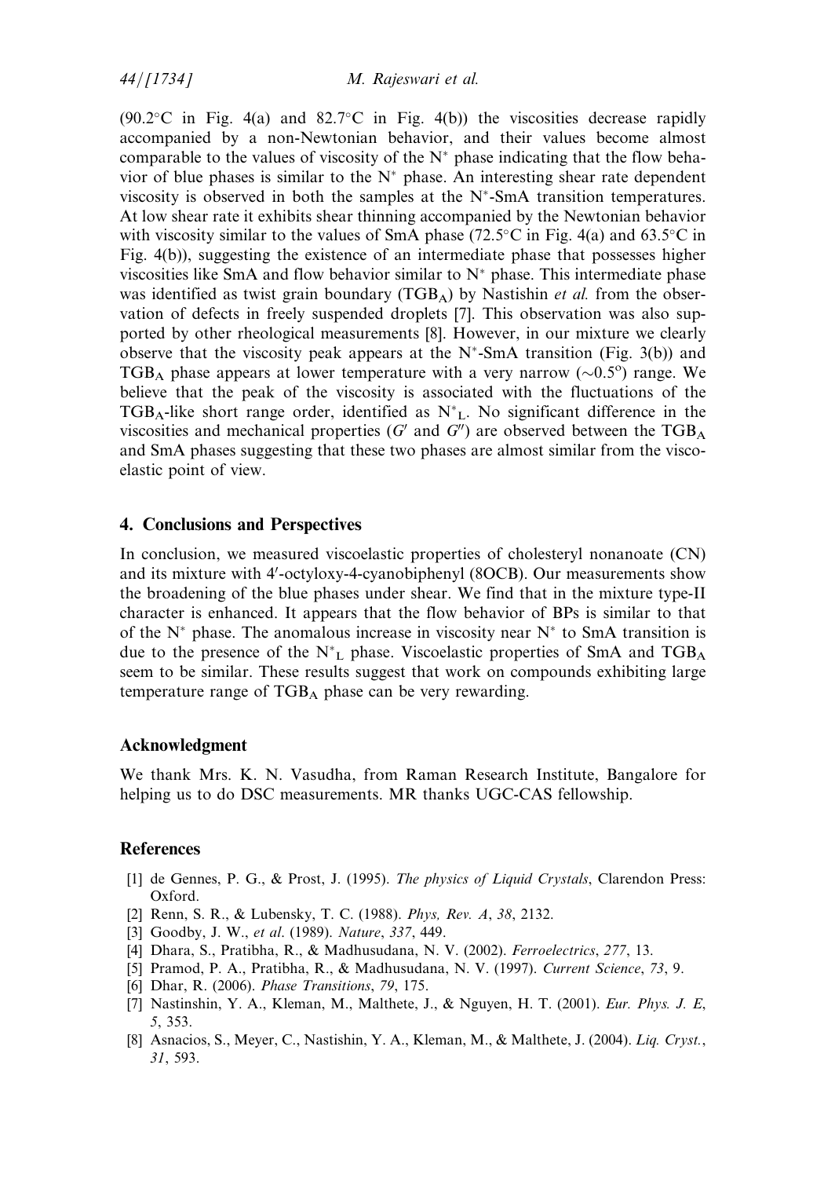(90.2°C in Fig. 4(a) and 82.7°C in Fig. 4(b)) the viscosities decrease rapidly accompanied by a non-Newtonian behavior, and their values become almost comparable to the values of viscosity of the $N^*$ phase indicating that the flow behavior of blue phases is similar to the $N^*$ phase. An interesting shear rate dependent viscosity is observed in both the samples at the $N^*$-SmA transition temperatures. At low shear rate it exhibits shear thinning accompanied by the Newtonian behavior with viscosity similar to the values of SmA phase (72.5°C in Fig. 4(a) and 63.5°C in Fig. 4(b)), suggesting the existence of an intermediate phase that possesses higher viscosities like SmA and flow behavior similar to $N^*$ phase. This intermediate phase was identified as twist grain boundary ($TGB_A$) by Nastishin *et al.* from the observation of defects in freely suspended droplets [7]. This observation was also supported by other rheological measurements [8]. However, in our mixture we clearly observe that the viscosity peak appears at the $N^*$-SmA transition (Fig. 3(b)) and $TGB_A$ phase appears at lower temperature with a very narrow (~0.5°) range. We believe that the peak of the viscosity is associated with the fluctuations of the $TGB_A$-like short range order, identified as $N^*_L$. No significant difference in the viscosities and mechanical properties ($G'$ and $G''$) are observed between the $TGB_A$ and SmA phases suggesting that these two phases are almost similar from the viscoelastic point of view.

## 4. Conclusions and Perspectives

In conclusion, we measured viscoelastic properties of cholesteryl nonanoate (CN) and its mixture with 4′-octyloxy-4-cyanobiphenyl (8OCB). Our measurements show the broadening of the blue phases under shear. We find that in the mixture type-II character is enhanced. It appears that the flow behavior of BPs is similar to that of the $N^*$ phase. The anomalous increase in viscosity near $N^*$ to SmA transition is due to the presence of the $N^*_L$ phase. Viscoelastic properties of SmA and $TGB_A$ seem to be similar. These results suggest that work on compounds exhibiting large temperature range of $TGB_A$ phase can be very rewarding.

## Acknowledgment

We thank Mrs. K. N. Vasudha, from Raman Research Institute, Bangalore for helping us to do DSC measurements. MR thanks UGC-CAS fellowship.

## References

[1] de Gennes, P. G., & Prost, J. (1995). *The physics of Liquid Crystals*, Clarendon Press: Oxford.

[2] Renn, S. R., & Lubensky, T. C. (1988). *Phys, Rev. A*, *38*, 2132.

[3] Goodby, J. W., *et al*. (1989). *Nature*, *337*, 449.

[4] Dhara, S., Pratibha, R., & Madhusudana, N. V. (2002). *Ferroelectrics*, *277*, 13.

[5] Pramod, P. A., Pratibha, R., & Madhusudana, N. V. (1997). *Current Science*, *73*, 9.

[6] Dhar, R. (2006). *Phase Transitions*, *79*, 175.

[7] Nastinshin, Y. A., Kleman, M., Malthete, J., & Nguyen, H. T. (2001). *Eur. Phys. J. E*, *5*, 353.

[8] Asnacios, S., Meyer, C., Nastishin, Y. A., Kleman, M., & Malthete, J. (2004). *Liq. Cryst.*, *31*, 593.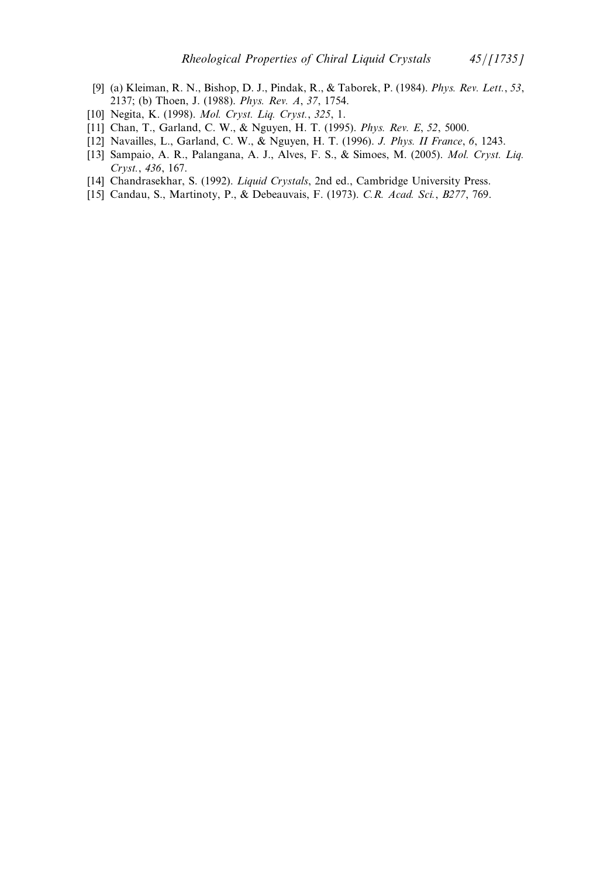[9] (a) Kleiman, R. N., Bishop, D. J., Pindak, R., & Taborek, P. (1984). *Phys. Rev. Lett.*, *53*, 2137; (b) Thoen, J. (1988). *Phys. Rev. A*, *37*, 1754.

[10] Negita, K. (1998). *Mol. Cryst. Liq. Cryst.*, *325*, 1.

[11] Chan, T., Garland, C. W., & Nguyen, H. T. (1995). *Phys. Rev. E*, *52*, 5000.

[12] Navailles, L., Garland, C. W., & Nguyen, H. T. (1996). *J. Phys. II France*, *6*, 1243.

[13] Sampaio, A. R., Palangana, A. J., Alves, F. S., & Simoes, M. (2005). *Mol. Cryst. Liq. Cryst.*, *436*, 167.

[14] Chandrasekhar, S. (1992). *Liquid Crystals*, 2nd ed., Cambridge University Press.

[15] Candau, S., Martinoty, P., & Debeauvais, F. (1973). *C.R. Acad. Sci.*, *B277*, 769.